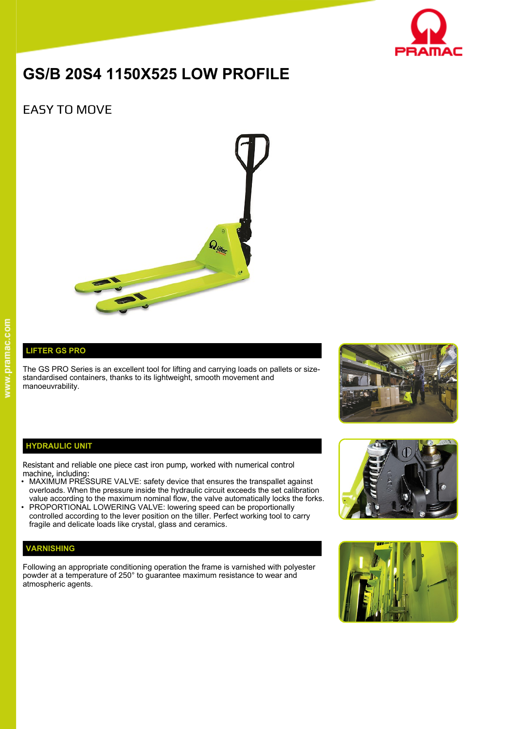# GS/B 20S4 1150X525 LOW PROFILE

## EASY TO MOVE

### LIFTER GS PRO

The GS PRO Series is an excellent tool for lifting and carrying loads on pallets or size-standardised containers, thanks to its lightweight, smooth movement and manoeuvrability.

### HYDRAULIC UNIT

Resistant and reliable one piece cast iron pump, worked with numerical control machine, including:

- MAXIMUM PRESSURE VALVE: safety device that ensures the transpallet against overloads. When the pressure inside the hydraulic circuit exceeds the set calibration value according to the maximum nominal flow, the valve automatically locks the forks.
- PROPORTIONAL LOWERING VALVE: lowering speed can be proportionally controlled according to the lever position on the tiller. Perfect working tool to carry fragile and delicate loads like crystal, glass and ceramics.

### VARNISHING

Following an appropriate conditioning operation the frame is varnished with polyester powder at a temperature of 250° to guarantee maximum resistance to wear and atmospheric agents.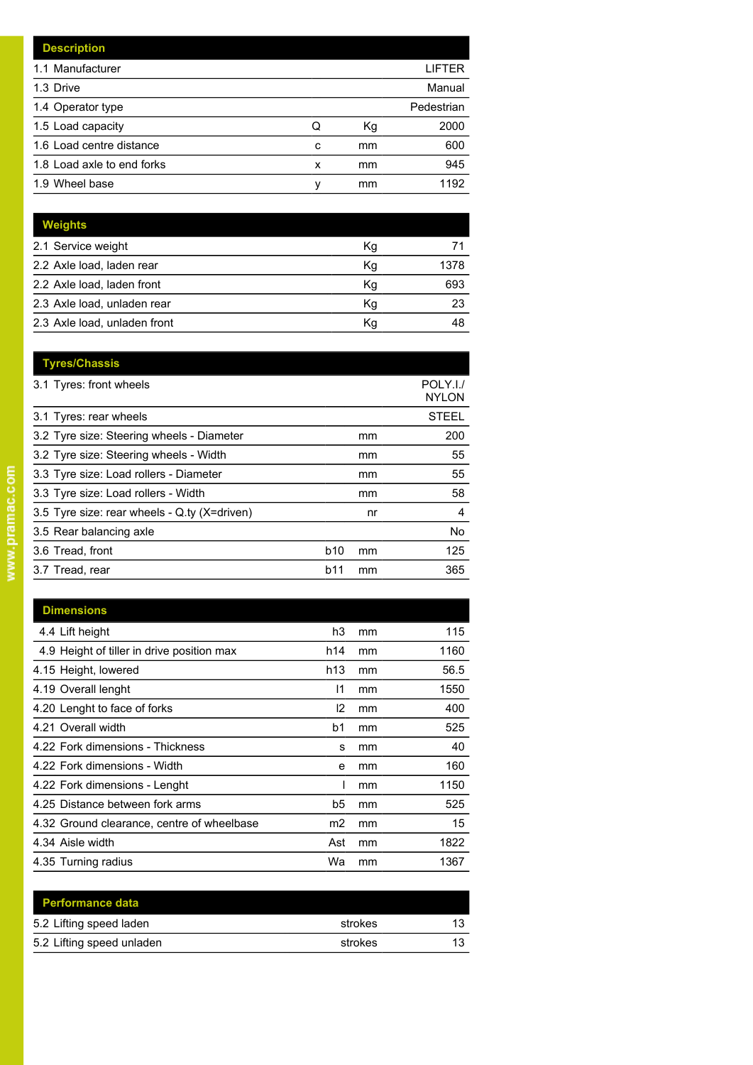| Description | | | |
|---|---|---|---|
| 1.1 Manufacturer | | | LIFTER |
| 1.3 Drive | | | Manual |
| 1.4 Operator type | | | Pedestrian |
| 1.5 Load capacity | Q | Kg | 2000 |
| 1.6 Load centre distance | c | mm | 600 |
| 1.8 Load axle to end forks | x | mm | 945 |
| 1.9 Wheel base | y | mm | 1192 |

| Weights | | | |
|---|---|---|---|
| 2.1 Service weight | | Kg | 71 |
| 2.2 Axle load, laden rear | | Kg | 1378 |
| 2.2 Axle load, laden front | | Kg | 693 |
| 2.3 Axle load, unladen rear | | Kg | 23 |
| 2.3 Axle load, unladen front | | Kg | 48 |

| Tyres/Chassis | | | |
|---|---|---|---|
| 3.1 Tyres: front wheels | | | POLY.I./ NYLON |
| 3.1 Tyres: rear wheels | | | STEEL |
| 3.2 Tyre size: Steering wheels - Diameter | | mm | 200 |
| 3.2 Tyre size: Steering wheels - Width | | mm | 55 |
| 3.3 Tyre size: Load rollers - Diameter | | mm | 55 |
| 3.3 Tyre size: Load rollers - Width | | mm | 58 |
| 3.5 Tyre size: rear wheels - Q.ty (X=driven) | | nr | 4 |
| 3.5 Rear balancing axle | | | No |
| 3.6 Tread, front | b10 | mm | 125 |
| 3.7 Tread, rear | b11 | mm | 365 |

| Dimensions | | | |
|---|---|---|---|
| 4.4 Lift height | h3 | mm | 115 |
| 4.9 Height of tiller in drive position max | h14 | mm | 1160 |
| 4.15 Height, lowered | h13 | mm | 56.5 |
| 4.19 Overall lenght | l1 | mm | 1550 |
| 4.20 Lenght to face of forks | l2 | mm | 400 |
| 4.21 Overall width | b1 | mm | 525 |
| 4.22 Fork dimensions - Thickness | s | mm | 40 |
| 4.22 Fork dimensions - Width | e | mm | 160 |
| 4.22 Fork dimensions - Lenght | l | mm | 1150 |
| 4.25 Distance between fork arms | b5 | mm | 525 |
| 4.32 Ground clearance, centre of wheelbase | m2 | mm | 15 |
| 4.34 Aisle width | Ast | mm | 1822 |
| 4.35 Turning radius | Wa | mm | 1367 |

| Performance data | | | |
|---|---|---|---|
| 5.2 Lifting speed laden | | strokes | 13 |
| 5.2 Lifting speed unladen | | strokes | 13 |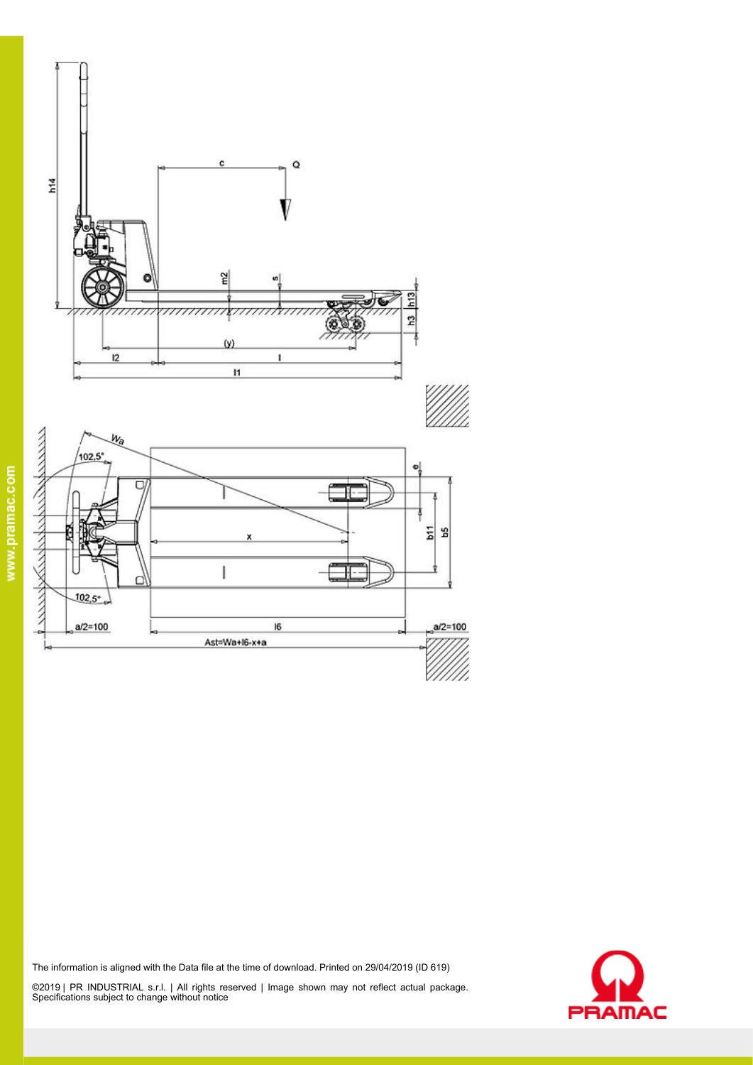h14

c

Q

m2

s

h13

h3

(y)

l2

l

l1

Wa

102,5°

e

x

b11

b5

102,5°

a/2=100

l6

a/2=100

Ast=Wa+l6-x+a

www.pramac.com

The information is aligned with the Data file at the time of download. Printed on 29/04/2019 (ID 619)

©2019 | PR INDUSTRIAL s.r.l. | All rights reserved | Image shown may not reflect actual package.
Specifications subject to change without notice

PRAMAC